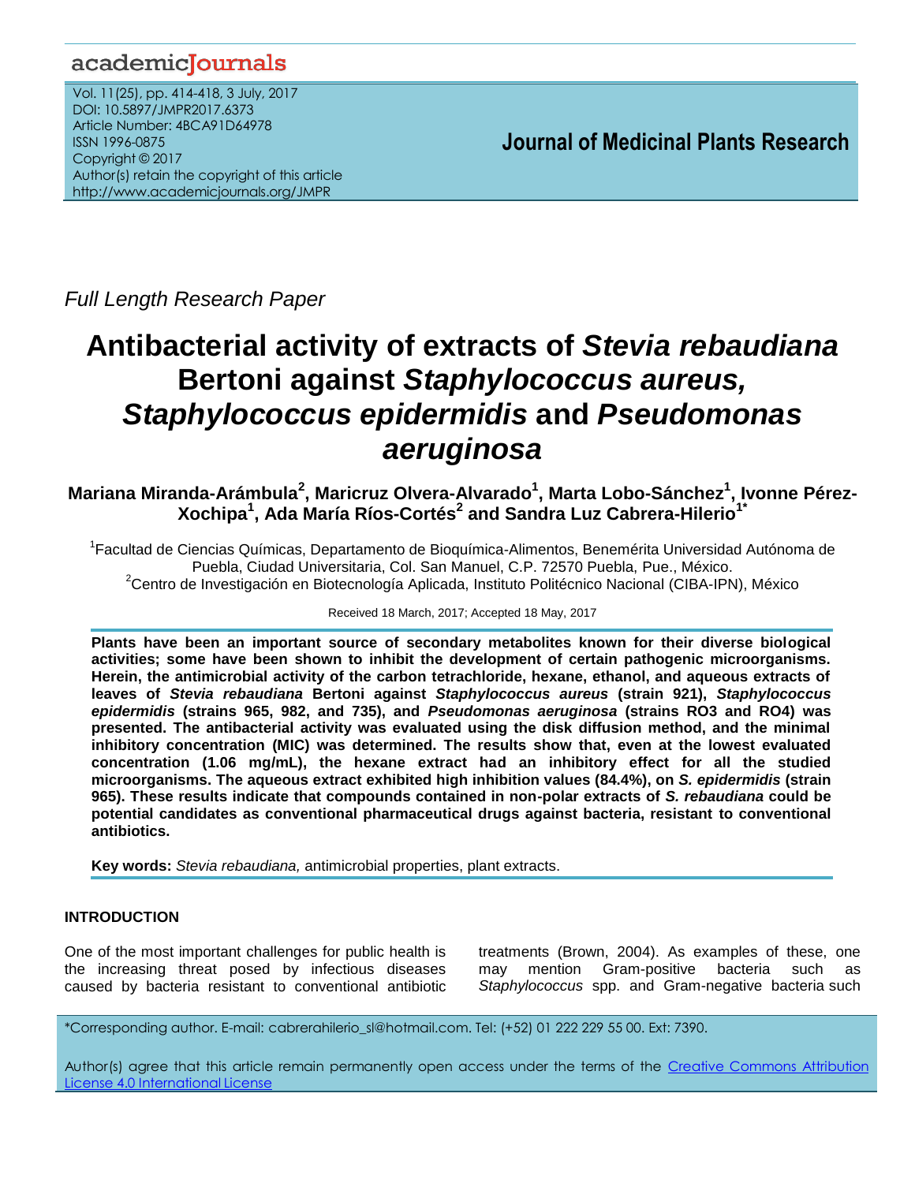academicJournals

Vol. 11(25), pp. 414-418, 3 July, 2017
DOI: 10.5897/JMPR2017.6373
Article Number: 4BCA91D64978
ISSN 1996-0875
Copyright © 2017
Author(s) retain the copyright of this article
http://www.academicjournals.org/JMPR

**Journal of Medicinal Plants Research**

*Full Length Research Paper*

# Antibacterial activity of extracts of *Stevia rebaudiana* Bertoni against *Staphylococcus aureus, Staphylococcus epidermidis* and *Pseudomonas aeruginosa*

**Mariana Miranda-Arámbula[2], Maricruz Olvera-Alvarado[1], Marta Lobo-Sánchez[1], Ivonne Pérez-Xochipa[1], Ada María Ríos-Cortés[2] and Sandra Luz Cabrera-Hilerio[1*]**

[1]Facultad de Ciencias Químicas, Departamento de Bioquímica-Alimentos, Benemérita Universidad Autónoma de Puebla, Ciudad Universitaria, Col. San Manuel, C.P. 72570 Puebla, Pue., México.
[2]Centro de Investigación en Biotecnología Aplicada, Instituto Politécnico Nacional (CIBA-IPN), México

Received 18 March, 2017; Accepted 18 May, 2017

**Plants have been an important source of secondary metabolites known for their diverse biological activities; some have been shown to inhibit the development of certain pathogenic microorganisms. Herein, the antimicrobial activity of the carbon tetrachloride, hexane, ethanol, and aqueous extracts of leaves of *Stevia rebaudiana* Bertoni against *Staphylococcus aureus* (strain 921), *Staphylococcus epidermidis* (strains 965, 982, and 735), and *Pseudomonas aeruginosa* (strains RO3 and RO4) was presented. The antibacterial activity was evaluated using the disk diffusion method, and the minimal inhibitory concentration (MIC) was determined. The results show that, even at the lowest evaluated concentration (1.06 mg/mL), the hexane extract had an inhibitory effect for all the studied microorganisms. The aqueous extract exhibited high inhibition values (84.4%), on *S. epidermidis* (strain 965). These results indicate that compounds contained in non-polar extracts of *S. rebaudiana* could be potential candidates as conventional pharmaceutical drugs against bacteria, resistant to conventional antibiotics.**

**Key words:** *Stevia rebaudiana,* antimicrobial properties, plant extracts.

## INTRODUCTION

One of the most important challenges for public health is the increasing threat posed by infectious diseases caused by bacteria resistant to conventional antibiotic treatments (Brown, 2004). As examples of these, one may mention Gram-positive bacteria such as *Staphylococcus* spp. and Gram-negative bacteria such

*Corresponding author. E-mail: cabrerahilerio_sl@hotmail.com. Tel: (+52) 01 222 229 55 00. Ext: 7390.

Author(s) agree that this article remain permanently open access under the terms of the Creative Commons Attribution License 4.0 International License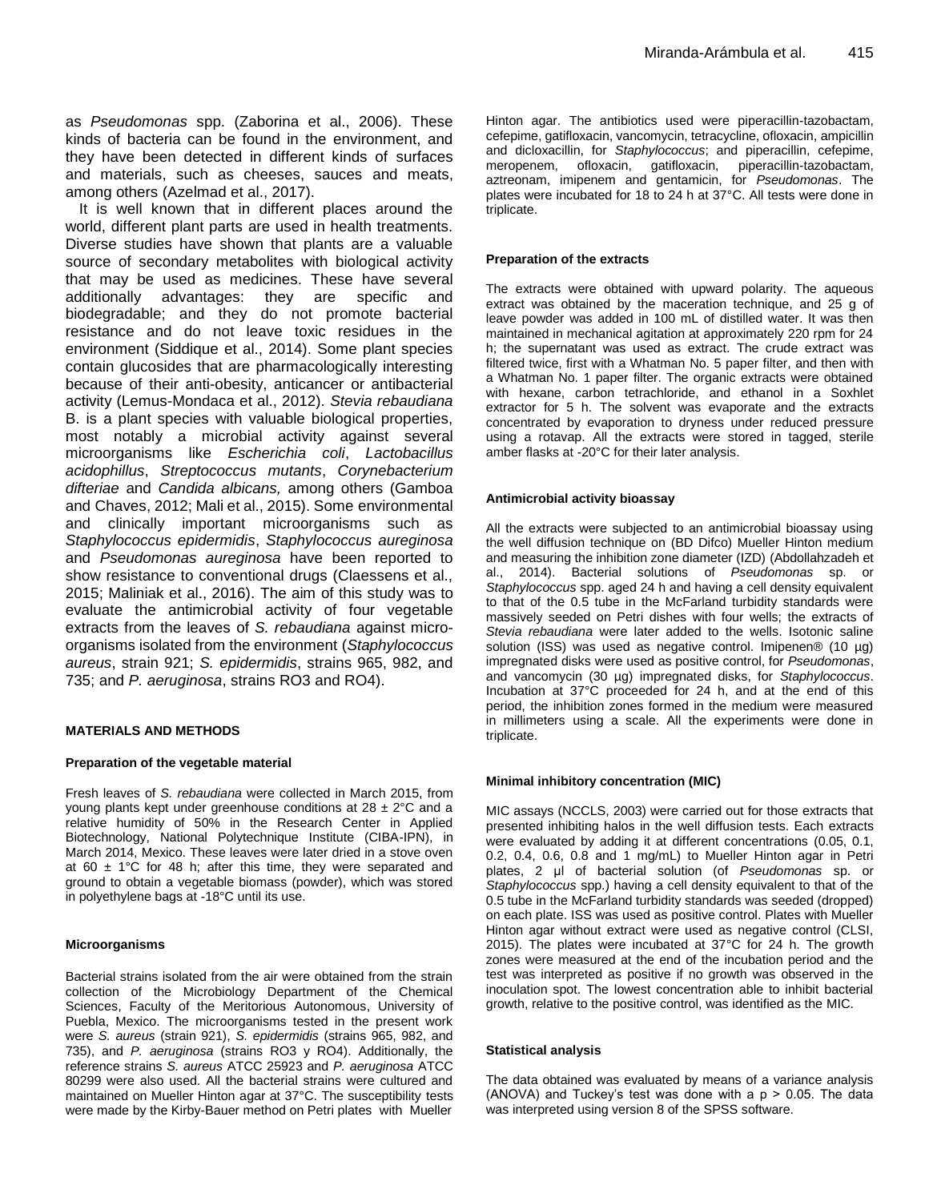as *Pseudomonas* spp. (Zaborina et al., 2006). These kinds of bacteria can be found in the environment, and they have been detected in different kinds of surfaces and materials, such as cheeses, sauces and meats, among others (Azelmad et al., 2017).

It is well known that in different places around the world, different plant parts are used in health treatments. Diverse studies have shown that plants are a valuable source of secondary metabolites with biological activity that may be used as medicines. These have several additionally advantages: they are specific and biodegradable; and they do not promote bacterial resistance and do not leave toxic residues in the environment (Siddique et al., 2014). Some plant species contain glucosides that are pharmacologically interesting because of their anti-obesity, anticancer or antibacterial activity (Lemus-Mondaca et al., 2012). *Stevia rebaudiana* B. is a plant species with valuable biological properties, most notably a microbial activity against several microorganisms like *Escherichia coli*, *Lactobacillus acidophillus*, *Streptococcus mutants*, *Corynebacterium difteriae* and *Candida albicans,* among others (Gamboa and Chaves, 2012; Mali et al., 2015). Some environmental and clinically important microorganisms such as *Staphylococcus epidermidis*, *Staphylococcus aureginosa* and *Pseudomonas aureginosa* have been reported to show resistance to conventional drugs (Claessens et al., 2015; Maliniak et al., 2016). The aim of this study was to evaluate the antimicrobial activity of four vegetable extracts from the leaves of *S. rebaudiana* against micro-organisms isolated from the environment (*Staphylococcus aureus*, strain 921; *S. epidermidis*, strains 965, 982, and 735; and *P. aeruginosa*, strains RO3 and RO4).

## MATERIALS AND METHODS

### Preparation of the vegetable material

Fresh leaves of *S. rebaudiana* were collected in March 2015, from young plants kept under greenhouse conditions at 28 ± 2°C and a relative humidity of 50% in the Research Center in Applied Biotechnology, National Polytechnique Institute (CIBA-IPN), in March 2014, Mexico. These leaves were later dried in a stove oven at 60 ± 1°C for 48 h; after this time, they were separated and ground to obtain a vegetable biomass (powder), which was stored in polyethylene bags at -18°C until its use.

### Microorganisms

Bacterial strains isolated from the air were obtained from the strain collection of the Microbiology Department of the Chemical Sciences, Faculty of the Meritorious Autonomous, University of Puebla, Mexico. The microorganisms tested in the present work were *S. aureus* (strain 921), *S. epidermidis* (strains 965, 982, and 735), and *P. aeruginosa* (strains RO3 y RO4). Additionally, the reference strains *S. aureus* ATCC 25923 and *P. aeruginosa* ATCC 80299 were also used. All the bacterial strains were cultured and maintained on Mueller Hinton agar at 37°C. The susceptibility tests were made by the Kirby-Bauer method on Petri plates with Mueller Hinton agar. The antibiotics used were piperacillin-tazobactam, cefepime, gatifloxacin, vancomycin, tetracycline, ofloxacin, ampicillin and dicloxacillin, for *Staphylococcus*; and piperacillin, cefepime, meropenem, ofloxacin, gatifloxacin, piperacillin-tazobactam, aztreonam, imipenem and gentamicin, for *Pseudomonas*. The plates were incubated for 18 to 24 h at 37°C. All tests were done in triplicate.

### Preparation of the extracts

The extracts were obtained with upward polarity. The aqueous extract was obtained by the maceration technique, and 25 g of leave powder was added in 100 mL of distilled water. It was then maintained in mechanical agitation at approximately 220 rpm for 24 h; the supernatant was used as extract. The crude extract was filtered twice, first with a Whatman No. 5 paper filter, and then with a Whatman No. 1 paper filter. The organic extracts were obtained with hexane, carbon tetrachloride, and ethanol in a Soxhlet extractor for 5 h. The solvent was evaporate and the extracts concentrated by evaporation to dryness under reduced pressure using a rotavap. All the extracts were stored in tagged, sterile amber flasks at -20°C for their later analysis.

### Antimicrobial activity bioassay

All the extracts were subjected to an antimicrobial bioassay using the well diffusion technique on (BD Difco) Mueller Hinton medium and measuring the inhibition zone diameter (IZD) (Abdollahzadeh et al., 2014). Bacterial solutions of *Pseudomonas* sp. or *Staphylococcus* spp. aged 24 h and having a cell density equivalent to that of the 0.5 tube in the McFarland turbidity standards were massively seeded on Petri dishes with four wells; the extracts of *Stevia rebaudiana* were later added to the wells. Isotonic saline solution (ISS) was used as negative control. Imipenen® (10 µg) impregnated disks were used as positive control, for *Pseudomonas*, and vancomycin (30 µg) impregnated disks, for *Staphylococcus*. Incubation at 37°C proceeded for 24 h, and at the end of this period, the inhibition zones formed in the medium were measured in millimeters using a scale. All the experiments were done in triplicate.

### Minimal inhibitory concentration (MIC)

MIC assays (NCCLS, 2003) were carried out for those extracts that presented inhibiting halos in the well diffusion tests. Each extracts were evaluated by adding it at different concentrations (0.05, 0.1, 0.2, 0.4, 0.6, 0.8 and 1 mg/mL) to Mueller Hinton agar in Petri plates, 2 µl of bacterial solution (of *Pseudomonas* sp. or *Staphylococcus* spp.) having a cell density equivalent to that of the 0.5 tube in the McFarland turbidity standards was seeded (dropped) on each plate. ISS was used as positive control. Plates with Mueller Hinton agar without extract were used as negative control (CLSI, 2015). The plates were incubated at 37°C for 24 h. The growth zones were measured at the end of the incubation period and the test was interpreted as positive if no growth was observed in the inoculation spot. The lowest concentration able to inhibit bacterial growth, relative to the positive control, was identified as the MIC.

### Statistical analysis

The data obtained was evaluated by means of a variance analysis (ANOVA) and Tuckey's test was done with a $p > 0.05$. The data was interpreted using version 8 of the SPSS software.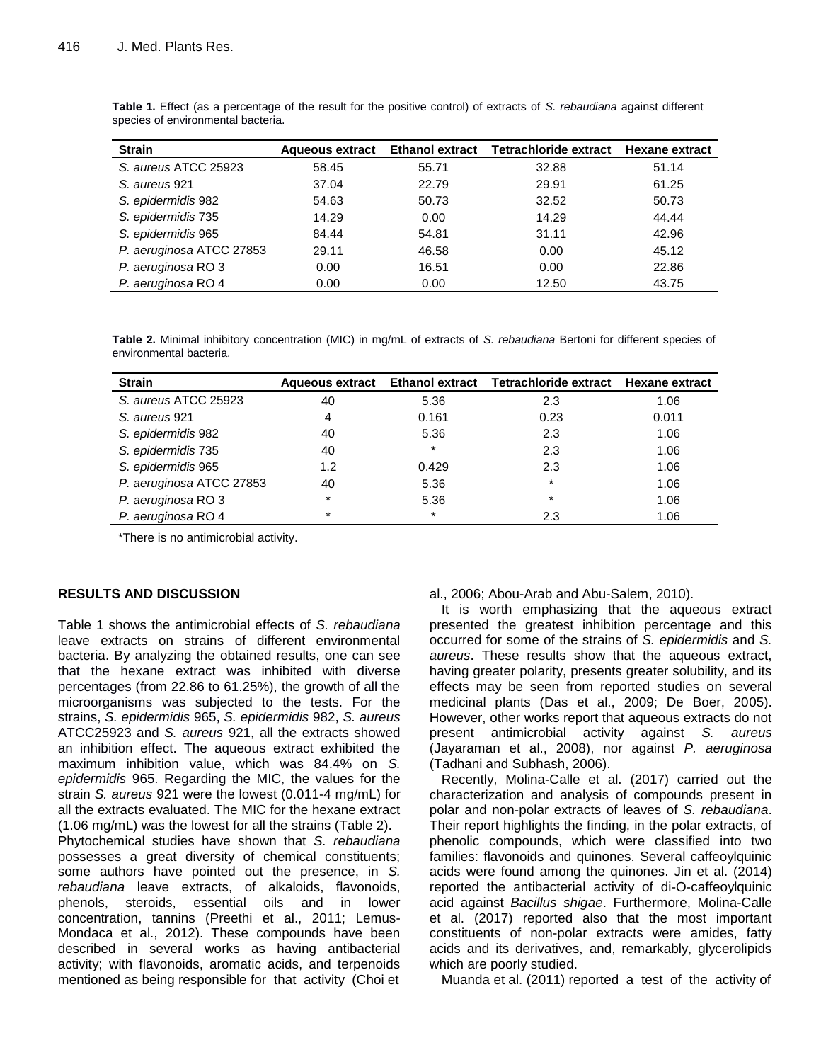**Table 1.** Effect (as a percentage of the result for the positive control) of extracts of *S. rebaudiana* against different species of environmental bacteria.

| Strain | Aqueous extract | Ethanol extract | Tetrachloride extract | Hexane extract |
|---|---|---|---|---|
| *S. aureus* ATCC 25923 | 58.45 | 55.71 | 32.88 | 51.14 |
| *S. aureus* 921 | 37.04 | 22.79 | 29.91 | 61.25 |
| *S. epidermidis* 982 | 54.63 | 50.73 | 32.52 | 50.73 |
| *S. epidermidis* 735 | 14.29 | 0.00 | 14.29 | 44.44 |
| *S. epidermidis* 965 | 84.44 | 54.81 | 31.11 | 42.96 |
| *P. aeruginosa* ATCC 27853 | 29.11 | 46.58 | 0.00 | 45.12 |
| *P. aeruginosa* RO 3 | 0.00 | 16.51 | 0.00 | 22.86 |
| *P. aeruginosa* RO 4 | 0.00 | 0.00 | 12.50 | 43.75 |

**Table 2.** Minimal inhibitory concentration (MIC) in mg/mL of extracts of *S. rebaudiana* Bertoni for different species of environmental bacteria.

| Strain | Aqueous extract | Ethanol extract | Tetrachloride extract | Hexane extract |
|---|---|---|---|---|
| *S. aureus* ATCC 25923 | 40 | 5.36 | 2.3 | 1.06 |
| *S. aureus* 921 | 4 | 0.161 | 0.23 | 0.011 |
| *S. epidermidis* 982 | 40 | 5.36 | 2.3 | 1.06 |
| *S. epidermidis* 735 | 40 | * | 2.3 | 1.06 |
| *S. epidermidis* 965 | 1.2 | 0.429 | 2.3 | 1.06 |
| *P. aeruginosa* ATCC 27853 | 40 | 5.36 | * | 1.06 |
| *P. aeruginosa* RO 3 | * | 5.36 | * | 1.06 |
| *P. aeruginosa* RO 4 | * | * | 2.3 | 1.06 |

*There is no antimicrobial activity.

## RESULTS AND DISCUSSION

Table 1 shows the antimicrobial effects of *S. rebaudiana* leave extracts on strains of different environmental bacteria. By analyzing the obtained results, one can see that the hexane extract was inhibited with diverse percentages (from 22.86 to 61.25%), the growth of all the microorganisms was subjected to the tests. For the strains, *S. epidermidis* 965, *S. epidermidis* 982, *S. aureus* ATCC25923 and *S. aureus* 921, all the extracts showed an inhibition effect. The aqueous extract exhibited the maximum inhibition value, which was 84.4% on *S. epidermidis* 965. Regarding the MIC, the values for the strain *S. aureus* 921 were the lowest (0.011-4 mg/mL) for all the extracts evaluated. The MIC for the hexane extract (1.06 mg/mL) was the lowest for all the strains (Table 2).

Phytochemical studies have shown that *S. rebaudiana* possesses a great diversity of chemical constituents; some authors have pointed out the presence, in *S. rebaudiana* leave extracts, of alkaloids, flavonoids, phenols, steroids, essential oils and in lower concentration, tannins (Preethi et al., 2011; Lemus-Mondaca et al., 2012). These compounds have been described in several works as having antibacterial activity; with flavonoids, aromatic acids, and terpenoids mentioned as being responsible for that activity (Choi et al., 2006; Abou-Arab and Abu-Salem, 2010).

It is worth emphasizing that the aqueous extract presented the greatest inhibition percentage and this occurred for some of the strains of *S. epidermidis* and *S. aureus*. These results show that the aqueous extract, having greater polarity, presents greater solubility, and its effects may be seen from reported studies on several medicinal plants (Das et al., 2009; De Boer, 2005). However, other works report that aqueous extracts do not present antimicrobial activity against *S. aureus* (Jayaraman et al., 2008), nor against *P. aeruginosa* (Tadhani and Subhash, 2006).

Recently, Molina-Calle et al. (2017) carried out the characterization and analysis of compounds present in polar and non-polar extracts of leaves of *S. rebaudiana*. Their report highlights the finding, in the polar extracts, of phenolic compounds, which were classified into two families: flavonoids and quinones. Several caffeoylquinic acids were found among the quinones. Jin et al. (2014) reported the antibacterial activity of di-O-caffeoylquinic acid against *Bacillus shigae*. Furthermore, Molina-Calle et al. (2017) reported also that the most important constituents of non-polar extracts were amides, fatty acids and its derivatives, and, remarkably, glycerolipids which are poorly studied.

Muanda et al. (2011) reported a test of the activity of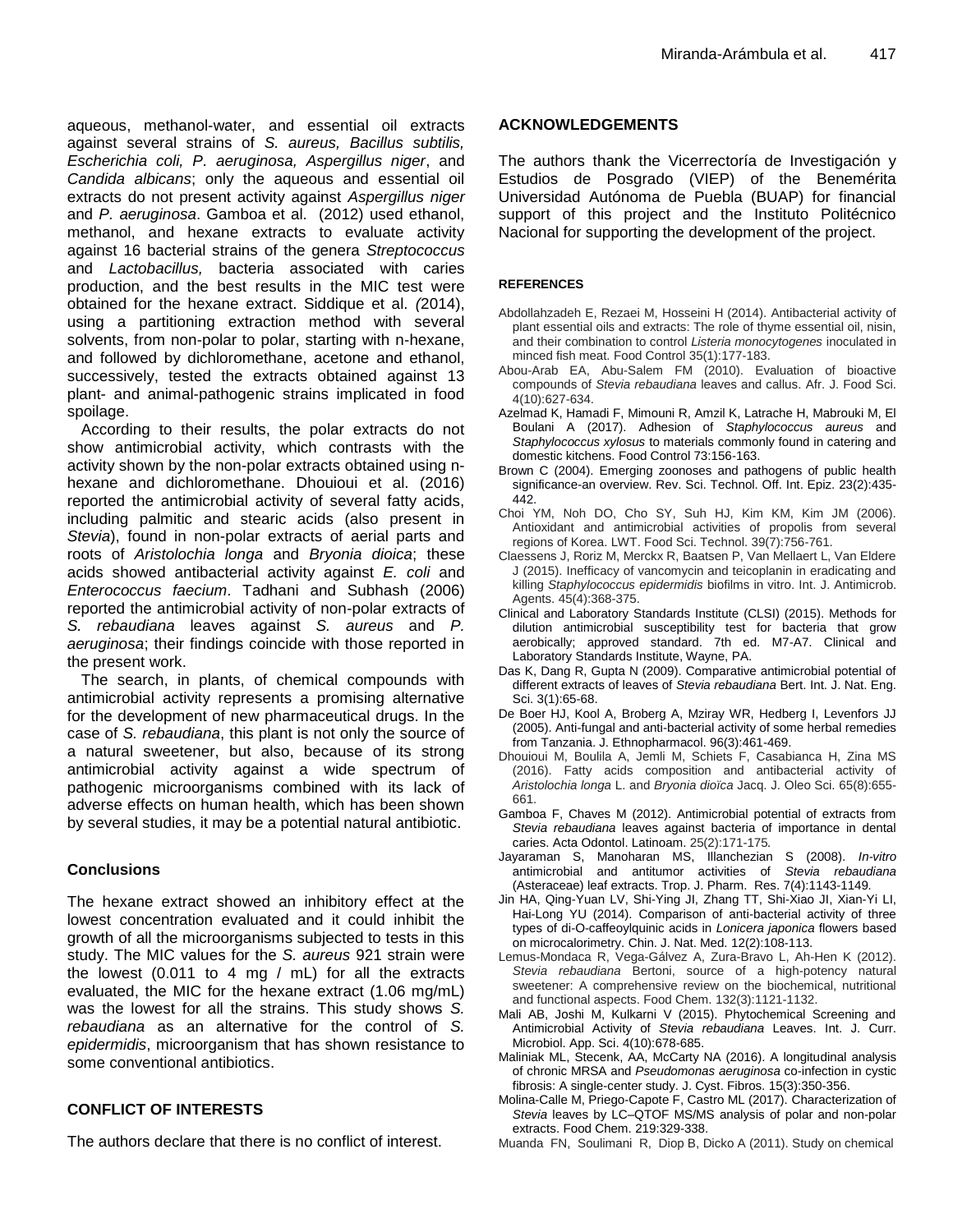aqueous, methanol-water, and essential oil extracts against several strains of *S. aureus, Bacillus subtilis, Escherichia coli, P. aeruginosa, Aspergillus niger*, and *Candida albicans*; only the aqueous and essential oil extracts do not present activity against *Aspergillus niger* and *P. aeruginosa*. Gamboa et al. (2012) used ethanol, methanol, and hexane extracts to evaluate activity against 16 bacterial strains of the genera *Streptococcus* and *Lactobacillus,* bacteria associated with caries production, and the best results in the MIC test were obtained for the hexane extract. Siddique et al. *(*2014), using a partitioning extraction method with several solvents, from non-polar to polar, starting with n-hexane, and followed by dichloromethane, acetone and ethanol, successively, tested the extracts obtained against 13 plant- and animal-pathogenic strains implicated in food spoilage.

According to their results, the polar extracts do not show antimicrobial activity, which contrasts with the activity shown by the non-polar extracts obtained using n-hexane and dichloromethane. Dhouioui et al. (2016) reported the antimicrobial activity of several fatty acids, including palmitic and stearic acids (also present in *Stevia*), found in non-polar extracts of aerial parts and roots of *Aristolochia longa* and *Bryonia dioica*; these acids showed antibacterial activity against *E. coli* and *Enterococcus faecium*. Tadhani and Subhash (2006) reported the antimicrobial activity of non-polar extracts of *S. rebaudiana* leaves against *S. aureus* and *P. aeruginosa*; their findings coincide with those reported in the present work.

The search, in plants, of chemical compounds with antimicrobial activity represents a promising alternative for the development of new pharmaceutical drugs. In the case of *S. rebaudiana*, this plant is not only the source of a natural sweetener, but also, because of its strong antimicrobial activity against a wide spectrum of pathogenic microorganisms combined with its lack of adverse effects on human health, which has been shown by several studies, it may be a potential natural antibiotic.

## Conclusions

The hexane extract showed an inhibitory effect at the lowest concentration evaluated and it could inhibit the growth of all the microorganisms subjected to tests in this study. The MIC values for the *S. aureus* 921 strain were the lowest (0.011 to 4 mg / mL) for all the extracts evaluated, the MIC for the hexane extract (1.06 mg/mL) was the lowest for all the strains. This study shows *S. rebaudiana* as an alternative for the control of *S. epidermidis*, microorganism that has shown resistance to some conventional antibiotics.

## CONFLICT OF INTERESTS

The authors declare that there is no conflict of interest.

## ACKNOWLEDGEMENTS

The authors thank the Vicerrectoría de Investigación y Estudios de Posgrado (VIEP) of the Benemérita Universidad Autónoma de Puebla (BUAP) for financial support of this project and the Instituto Politécnico Nacional for supporting the development of the project.

## REFERENCES

Abdollahzadeh E, Rezaei M, Hosseini H (2014). Antibacterial activity of plant essential oils and extracts: The role of thyme essential oil, nisin, and their combination to control *Listeria monocytogenes* inoculated in minced fish meat. Food Control 35(1):177-183.

Abou-Arab EA, Abu-Salem FM (2010). Evaluation of bioactive compounds of *Stevia rebaudiana* leaves and callus. Afr. J. Food Sci. 4(10):627-634.

Azelmad K, Hamadi F, Mimouni R, Amzil K, Latrache H, Mabrouki M, El Boulani A (2017). Adhesion of *Staphylococcus aureus* and *Staphylococcus xylosus* to materials commonly found in catering and domestic kitchens. Food Control 73:156-163.

Brown C (2004). Emerging zoonoses and pathogens of public health significance-an overview. Rev. Sci. Technol. Off. Int. Epiz. 23(2):435-442.

Choi YM, Noh DO, Cho SY, Suh HJ, Kim KM, Kim JM (2006). Antioxidant and antimicrobial activities of propolis from several regions of Korea. LWT. Food Sci. Technol. 39(7):756-761.

Claessens J, Roriz M, Merckx R, Baatsen P, Van Mellaert L, Van Eldere J (2015). Inefficacy of vancomycin and teicoplanin in eradicating and killing *Staphylococcus epidermidis* biofilms in vitro. Int. J. Antimicrob. Agents. 45(4):368-375.

Clinical and Laboratory Standards Institute (CLSI) (2015). Methods for dilution antimicrobial susceptibility test for bacteria that grow aerobically; approved standard. 7th ed. M7-A7. Clinical and Laboratory Standards Institute, Wayne, PA.

Das K, Dang R, Gupta N (2009). Comparative antimicrobial potential of different extracts of leaves of *Stevia rebaudiana* Bert. Int. J. Nat. Eng. Sci. 3(1):65-68.

De Boer HJ, Kool A, Broberg A, Mziray WR, Hedberg I, Levenfors JJ (2005). Anti-fungal and anti-bacterial activity of some herbal remedies from Tanzania. J. Ethnopharmacol. 96(3):461-469.

Dhouioui M, Boulila A, Jemli M, Schiets F, Casabianca H, Zina MS (2016). Fatty acids composition and antibacterial activity of *Aristolochia longa* L. and *Bryonia dioïca* Jacq. J. Oleo Sci. 65(8):655-661.

Gamboa F, Chaves M (2012). Antimicrobial potential of extracts from *Stevia rebaudiana* leaves against bacteria of importance in dental caries. Acta Odontol. Latinoam. 25(2):171-175.

Jayaraman S, Manoharan MS, Illanchezian S (2008). *In-vitro* antimicrobial and antitumor activities of *Stevia rebaudiana* (Asteraceae) leaf extracts. Trop. J. Pharm. Res. 7(4):1143-1149.

Jin HA, Qing-Yuan LV, Shi-Ying JI, Zhang TT, Shi-Xiao JI, Xian-Yi LI, Hai-Long YU (2014). Comparison of anti-bacterial activity of three types of di-O-caffeoylquinic acids in *Lonicera japonica* flowers based on microcalorimetry. Chin. J. Nat. Med. 12(2):108-113.

Lemus-Mondaca R, Vega-Gálvez A, Zura-Bravo L, Ah-Hen K (2012). *Stevia rebaudiana* Bertoni, source of a high-potency natural sweetener: A comprehensive review on the biochemical, nutritional and functional aspects. Food Chem. 132(3):1121-1132.

Mali AB, Joshi M, Kulkarni V (2015). Phytochemical Screening and Antimicrobial Activity of *Stevia rebaudiana* Leaves. Int. J. Curr. Microbiol. App. Sci. 4(10):678-685.

Maliniak ML, Stecenk, AA, McCarty NA (2016). A longitudinal analysis of chronic MRSA and *Pseudomonas aeruginosa* co-infection in cystic fibrosis: A single-center study. J. Cyst. Fibros. 15(3):350-356.

Molina-Calle M, Priego-Capote F, Castro ML (2017). Characterization of *Stevia* leaves by LC–QTOF MS/MS analysis of polar and non-polar extracts. Food Chem. 219:329-338.

Muanda FN, Soulimani R, Diop B, Dicko A (2011). Study on chemical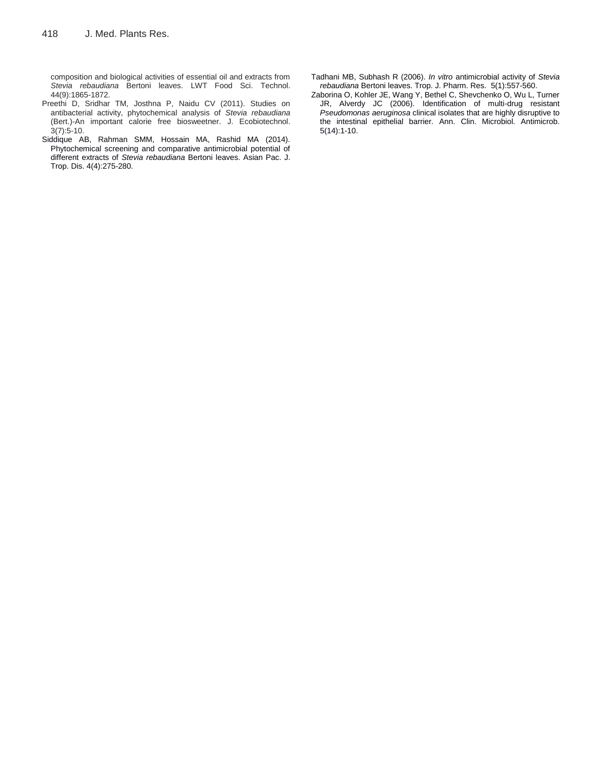composition and biological activities of essential oil and extracts from *Stevia rebaudiana* Bertoni leaves. LWT Food Sci. Technol. 44(9):1865-1872.

Preethi D, Sridhar TM, Josthna P, Naidu CV (2011). Studies on antibacterial activity, phytochemical analysis of *Stevia rebaudiana* (Bert.)-An important calorie free biosweetner. J. Ecobiotechnol. 3(7):5-10.

Siddique AB, Rahman SMM, Hossain MA, Rashid MA (2014). Phytochemical screening and comparative antimicrobial potential of different extracts of *Stevia rebaudiana* Bertoni leaves. Asian Pac. J. Trop. Dis. 4(4):275-280.

Tadhani MB, Subhash R (2006). *In vitro* antimicrobial activity of *Stevia rebaudiana* Bertoni leaves. Trop. J. Pharm. Res. 5(1):557-560.

Zaborina O, Kohler JE, Wang Y, Bethel C, Shevchenko O, Wu L, Turner JR, Alverdy JC (2006). Identification of multi-drug resistant *Pseudomonas aeruginosa* clinical isolates that are highly disruptive to the intestinal epithelial barrier. Ann. Clin. Microbiol. Antimicrob. 5(14):1-10.